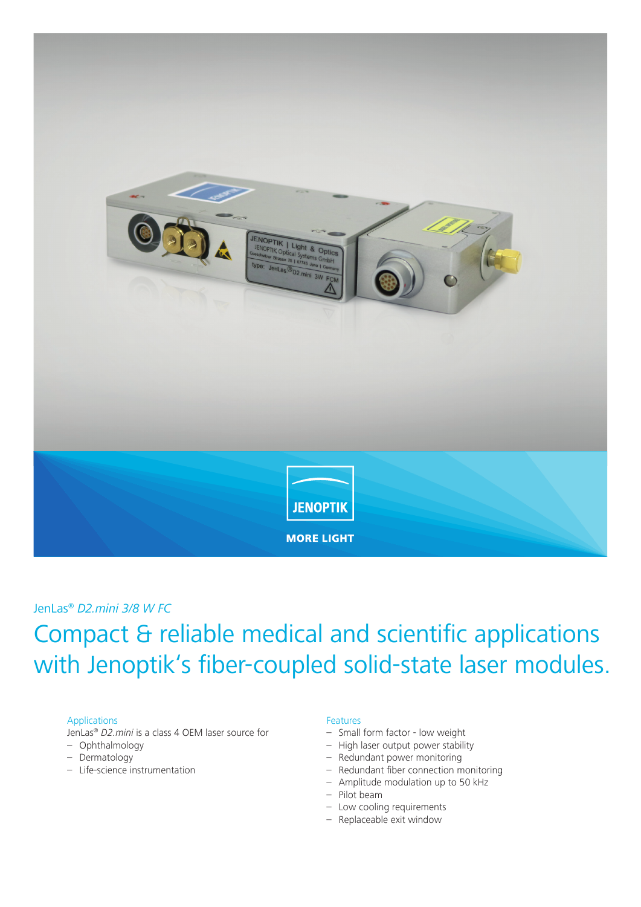JenLas® *D2.mini 3/8 W FC*

# Compact & reliable medical and scientific applications with Jenoptik's fiber-coupled solid-state laser modules.

## Applications

JenLas® *D2.mini* is a class 4 OEM laser source for

- Ophthalmology
- Dermatology
- Life-science instrumentation

## Features

- Small form factor - low weight
- High laser output power stability
- Redundant power monitoring
- Redundant fiber connection monitoring
- Amplitude modulation up to 50 kHz
- Pilot beam
- Low cooling requirements
- Replaceable exit window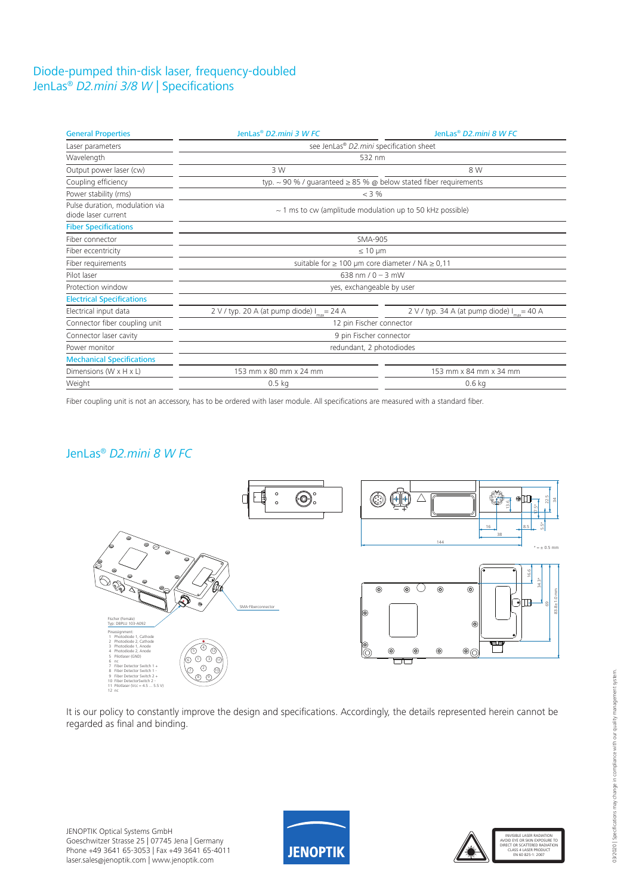# Diode-pumped thin-disk laser, frequency-doubled
## JenLas® *D2.mini 3/8 W* | Specifications

| General Properties | JenLas® *D2.mini 3 W FC* | JenLas® *D2.mini 8 W FC* |
|---|---|---|
| Laser parameters | see JenLas® *D2.mini* specification sheet | |
| Wavelength | 532 nm | |
| Output power laser (cw) | 3 W | 8 W |
| Coupling efficiency | typ. ~ 90 % / guaranteed ≥ 85 % @ below stated fiber requirements | |
| Power stability (rms) | < 3 % | |
| Pulse duration, modulation via diode laser current | ~ 1 ms to cw (amplitude modulation up to 50 kHz possible) | |
| **Fiber Specifications** | | |
| Fiber connector | SMA-905 | |
| Fiber eccentricity | ≤ 10 µm | |
| Fiber requirements | suitable for ≥ 100 µm core diameter / NA ≥ 0,11 | |
| Pilot laser | 638 nm / 0 – 3 mW | |
| Protection window | yes, exchangeable by user | |
| **Electrical Specifications** | | |
| Electrical input data | 2 V / typ. 20 A (at pump diode) $I_{max}$ = 24 A | 2 V / typ. 34 A (at pump diode) $I_{max}$ = 40 A |
| Connector fiber coupling unit | 12 pin Fischer connector | |
| Connector laser cavity | 9 pin Fischer connector | |
| Power monitor | redundant, 2 photodiodes | |
| **Mechanical Specifications** | | |
| Dimensions (W x H x L) | 153 mm x 80 mm x 24 mm | 153 mm x 84 mm x 34 mm |
| Weight | 0.5 kg | 0.6 kg |

Fiber coupling unit is not an accessory, has to be ordered with laser module. All specifications are measured with a standard fiber.

## JenLas® *D2.mini 8 W FC*

SMA-Fiberconnector

Fischer (Female)
Typ: DBPLU 103-A092

Pinassignment:
1 Photodiode 1, Cathode
2 Photodiode 2, Cathode
3 Photodiode 1, Anode
4 Photodiode 2, Anode
5 Pilotlaser (GND)
6 nc
7 Fiber Detector Switch 1 +
8 Fiber Detector Switch 1 -
9 Fiber Detector Switch 2 +
10 Fiber DetectorSwitch 2 -
11 Pilotlaser (Vcc = 4.5 ... 5.5 V)
12 nc

13.6, 22.5, 34, 17.5*, 5.5*, 16, 8.5, 38, 144, * = ± 0.5 mm, 16.6, 34.3*, 69, 83.8±1.0 mm

It is our policy to constantly improve the design and specifications. Accordingly, the details represented herein cannot be regarded as final and binding.

JENOPTIK Optical Systems GmbH
Goeschwitzer Strasse 25 | 07745 Jena | Germany
Phone +49 3641 65-3053 | Fax +49 3641 65-4011
laser.sales@jenoptik.com | www.jenoptik.com

JENOPTIK

INVISIBLE LASER RADIATION
AVOID EYE OR SKIN EXPOSURE TO DIRECT OR SCATTERED RADIATION
CLASS 4 LASER PRODUCT
EN 60 825-1: 2007

03/2020 | Specifications may change in compliance with our quality management system.